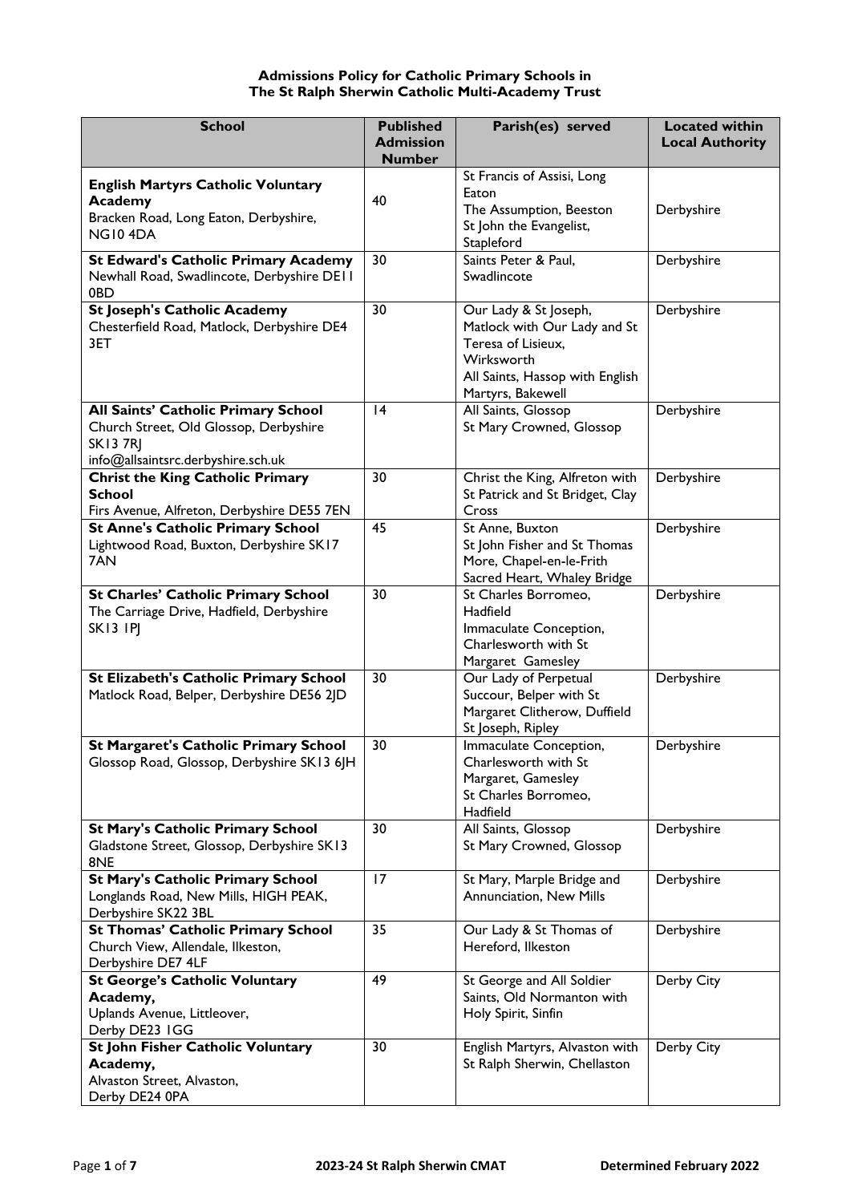**Admissions Policy for Catholic Primary Schools in**
**The St Ralph Sherwin Catholic Multi-Academy Trust**

| School | Published Admission Number | Parish(es) served | Located within Local Authority |
|---|---|---|---|
| **English Martyrs Catholic Voluntary Academy** Bracken Road, Long Eaton, Derbyshire, NG10 4DA | 40 | St Francis of Assisi, Long Eaton The Assumption, Beeston St John the Evangelist, Stapleford | Derbyshire |
| **St Edward's Catholic Primary Academy** Newhall Road, Swadlincote, Derbyshire DE11 0BD | 30 | Saints Peter & Paul, Swadlincote | Derbyshire |
| **St Joseph's Catholic Academy** Chesterfield Road, Matlock, Derbyshire DE4 3ET | 30 | Our Lady & St Joseph, Matlock with Our Lady and St Teresa of Lisieux, Wirksworth All Saints, Hassop with English Martyrs, Bakewell | Derbyshire |
| **All Saints' Catholic Primary School** Church Street, Old Glossop, Derbyshire SK13 7RJ info@allsaintsrc.derbyshire.sch.uk | 14 | All Saints, Glossop St Mary Crowned, Glossop | Derbyshire |
| **Christ the King Catholic Primary School** Firs Avenue, Alfreton, Derbyshire DE55 7EN | 30 | Christ the King, Alfreton with St Patrick and St Bridget, Clay Cross | Derbyshire |
| **St Anne's Catholic Primary School** Lightwood Road, Buxton, Derbyshire SK17 7AN | 45 | St Anne, Buxton St John Fisher and St Thomas More, Chapel-en-le-Frith Sacred Heart, Whaley Bridge | Derbyshire |
| **St Charles' Catholic Primary School** The Carriage Drive, Hadfield, Derbyshire SK13 1PJ | 30 | St Charles Borromeo, Hadfield Immaculate Conception, Charlesworth with St Margaret Gamesley | Derbyshire |
| **St Elizabeth's Catholic Primary School** Matlock Road, Belper, Derbyshire DE56 2JD | 30 | Our Lady of Perpetual Succour, Belper with St Margaret Clitherow, Duffield St Joseph, Ripley | Derbyshire |
| **St Margaret's Catholic Primary School** Glossop Road, Glossop, Derbyshire SK13 6JH | 30 | Immaculate Conception, Charlesworth with St Margaret, Gamesley St Charles Borromeo, Hadfield | Derbyshire |
| **St Mary's Catholic Primary School** Gladstone Street, Glossop, Derbyshire SK13 8NE | 30 | All Saints, Glossop St Mary Crowned, Glossop | Derbyshire |
| **St Mary's Catholic Primary School** Longlands Road, New Mills, HIGH PEAK, Derbyshire SK22 3BL | 17 | St Mary, Marple Bridge and Annunciation, New Mills | Derbyshire |
| **St Thomas' Catholic Primary School** Church View, Allendale, Ilkeston, Derbyshire DE7 4LF | 35 | Our Lady & St Thomas of Hereford, Ilkeston | Derbyshire |
| **St George's Catholic Voluntary Academy,** Uplands Avenue, Littleover, Derby DE23 1GG | 49 | St George and All Soldier Saints, Old Normanton with Holy Spirit, Sinfin | Derby City |
| **St John Fisher Catholic Voluntary Academy,** Alvaston Street, Alvaston, Derby DE24 0PA | 30 | English Martyrs, Alvaston with St Ralph Sherwin, Chellaston | Derby City |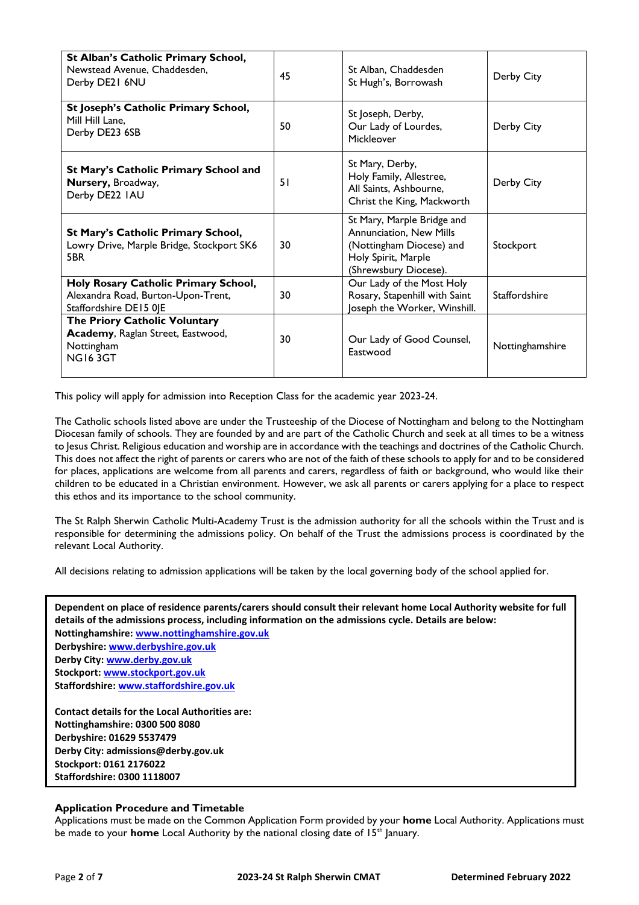| | | | |
|---|---|---|---|
| **St Alban's Catholic Primary School,** Newstead Avenue, Chaddesden, Derby DE21 6NU | 45 | St Alban, Chaddesden St Hugh's, Borrowash | Derby City |
| **St Joseph's Catholic Primary School,** Mill Hill Lane, Derby DE23 6SB | 50 | St Joseph, Derby, Our Lady of Lourdes, Mickleover | Derby City |
| **St Mary's Catholic Primary School and Nursery,** Broadway, Derby DE22 1AU | 51 | St Mary, Derby, Holy Family, Allestree, All Saints, Ashbourne, Christ the King, Mackworth | Derby City |
| **St Mary's Catholic Primary School,** Lowry Drive, Marple Bridge, Stockport SK6 5BR | 30 | St Mary, Marple Bridge and Annunciation, New Mills (Nottingham Diocese) and Holy Spirit, Marple (Shrewsbury Diocese). | Stockport |
| **Holy Rosary Catholic Primary School,** Alexandra Road, Burton-Upon-Trent, Staffordshire DE15 0JE | 30 | Our Lady of the Most Holy Rosary, Stapenhill with Saint Joseph the Worker, Winshill. | Staffordshire |
| **The Priory Catholic Voluntary Academy**, Raglan Street, Eastwood, Nottingham NG16 3GT | 30 | Our Lady of Good Counsel, Eastwood | Nottinghamshire |

This policy will apply for admission into Reception Class for the academic year 2023-24.

The Catholic schools listed above are under the Trusteeship of the Diocese of Nottingham and belong to the Nottingham Diocesan family of schools. They are founded by and are part of the Catholic Church and seek at all times to be a witness to Jesus Christ. Religious education and worship are in accordance with the teachings and doctrines of the Catholic Church. This does not affect the right of parents or carers who are not of the faith of these schools to apply for and to be considered for places, applications are welcome from all parents and carers, regardless of faith or background, who would like their children to be educated in a Christian environment. However, we ask all parents or carers applying for a place to respect this ethos and its importance to the school community.

The St Ralph Sherwin Catholic Multi-Academy Trust is the admission authority for all the schools within the Trust and is responsible for determining the admissions policy. On behalf of the Trust the admissions process is coordinated by the relevant Local Authority.

All decisions relating to admission applications will be taken by the local governing body of the school applied for.

**Dependent on place of residence parents/carers should consult their relevant home Local Authority website for full details of the admissions process, including information on the admissions cycle. Details are below:**
**Nottinghamshire: www.nottinghamshire.gov.uk**
**Derbyshire: www.derbyshire.gov.uk**
**Derby City: www.derby.gov.uk**
**Stockport: www.stockport.gov.uk**
**Staffordshire: www.staffordshire.gov.uk**

**Contact details for the Local Authorities are:**
**Nottinghamshire: 0300 500 8080**
**Derbyshire: 01629 5537479**
**Derby City: admissions@derby.gov.uk**
**Stockport: 0161 2176022**
**Staffordshire: 0300 1118007**

### Application Procedure and Timetable

Applications must be made on the Common Application Form provided by your **home** Local Authority. Applications must be made to your **home** Local Authority by the national closing date of 15th January.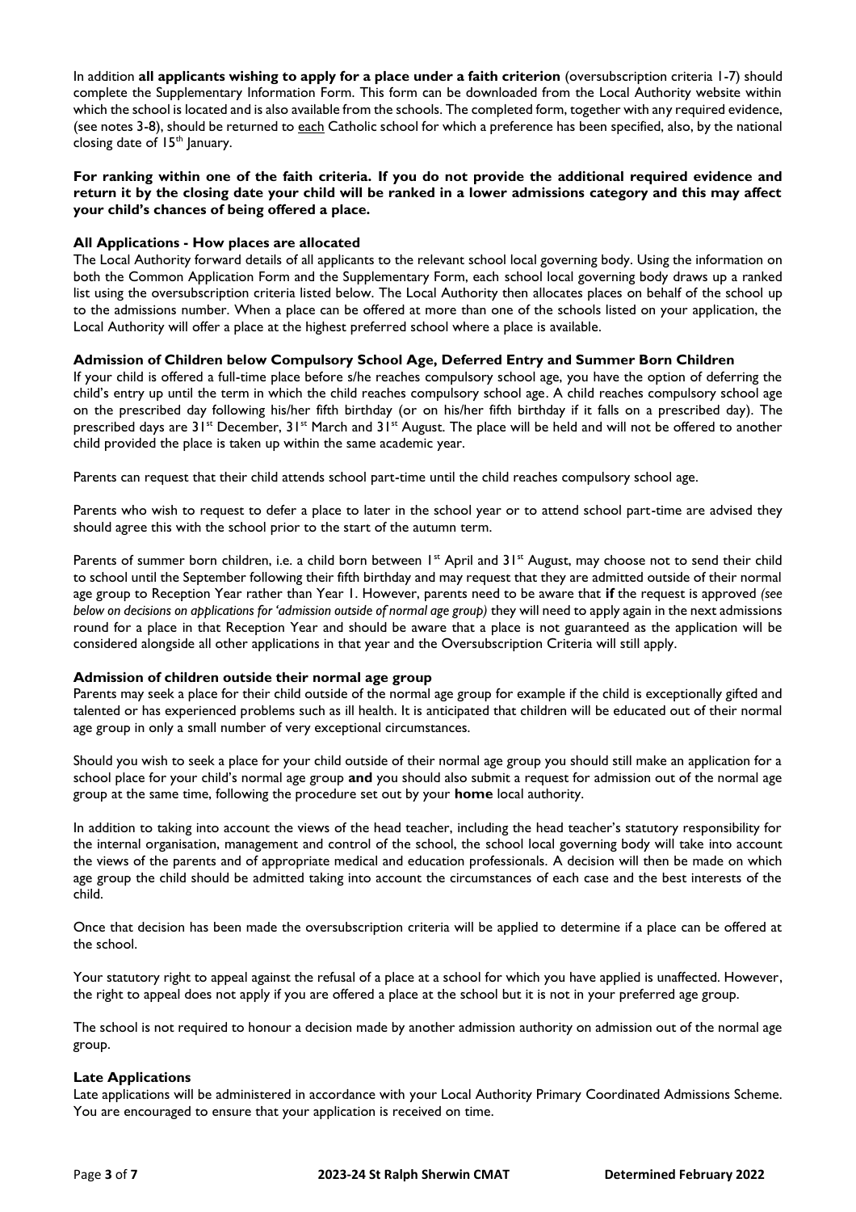In addition **all applicants wishing to apply for a place under a faith criterion** (oversubscription criteria 1-7) should complete the Supplementary Information Form. This form can be downloaded from the Local Authority website within which the school is located and is also available from the schools. The completed form, together with any required evidence, (see notes 3-8), should be returned to each Catholic school for which a preference has been specified, also, by the national closing date of 15th January.

**For ranking within one of the faith criteria. If you do not provide the additional required evidence and return it by the closing date your child will be ranked in a lower admissions category and this may affect your child's chances of being offered a place.**

**All Applications - How places are allocated**

The Local Authority forward details of all applicants to the relevant school local governing body. Using the information on both the Common Application Form and the Supplementary Form, each school local governing body draws up a ranked list using the oversubscription criteria listed below. The Local Authority then allocates places on behalf of the school up to the admissions number. When a place can be offered at more than one of the schools listed on your application, the Local Authority will offer a place at the highest preferred school where a place is available.

**Admission of Children below Compulsory School Age, Deferred Entry and Summer Born Children**

If your child is offered a full-time place before s/he reaches compulsory school age, you have the option of deferring the child's entry up until the term in which the child reaches compulsory school age. A child reaches compulsory school age on the prescribed day following his/her fifth birthday (or on his/her fifth birthday if it falls on a prescribed day). The prescribed days are 31st December, 31st March and 31st August. The place will be held and will not be offered to another child provided the place is taken up within the same academic year.

Parents can request that their child attends school part-time until the child reaches compulsory school age.

Parents who wish to request to defer a place to later in the school year or to attend school part-time are advised they should agree this with the school prior to the start of the autumn term.

Parents of summer born children, i.e. a child born between 1st April and 31st August, may choose not to send their child to school until the September following their fifth birthday and may request that they are admitted outside of their normal age group to Reception Year rather than Year 1. However, parents need to be aware that **if** the request is approved *(see below on decisions on applications for 'admission outside of normal age group)* they will need to apply again in the next admissions round for a place in that Reception Year and should be aware that a place is not guaranteed as the application will be considered alongside all other applications in that year and the Oversubscription Criteria will still apply.

**Admission of children outside their normal age group**

Parents may seek a place for their child outside of the normal age group for example if the child is exceptionally gifted and talented or has experienced problems such as ill health. It is anticipated that children will be educated out of their normal age group in only a small number of very exceptional circumstances.

Should you wish to seek a place for your child outside of their normal age group you should still make an application for a school place for your child's normal age group **and** you should also submit a request for admission out of the normal age group at the same time, following the procedure set out by your **home** local authority.

In addition to taking into account the views of the head teacher, including the head teacher's statutory responsibility for the internal organisation, management and control of the school, the school local governing body will take into account the views of the parents and of appropriate medical and education professionals. A decision will then be made on which age group the child should be admitted taking into account the circumstances of each case and the best interests of the child.

Once that decision has been made the oversubscription criteria will be applied to determine if a place can be offered at the school.

Your statutory right to appeal against the refusal of a place at a school for which you have applied is unaffected. However, the right to appeal does not apply if you are offered a place at the school but it is not in your preferred age group.

The school is not required to honour a decision made by another admission authority on admission out of the normal age group.

**Late Applications**

Late applications will be administered in accordance with your Local Authority Primary Coordinated Admissions Scheme. You are encouraged to ensure that your application is received on time.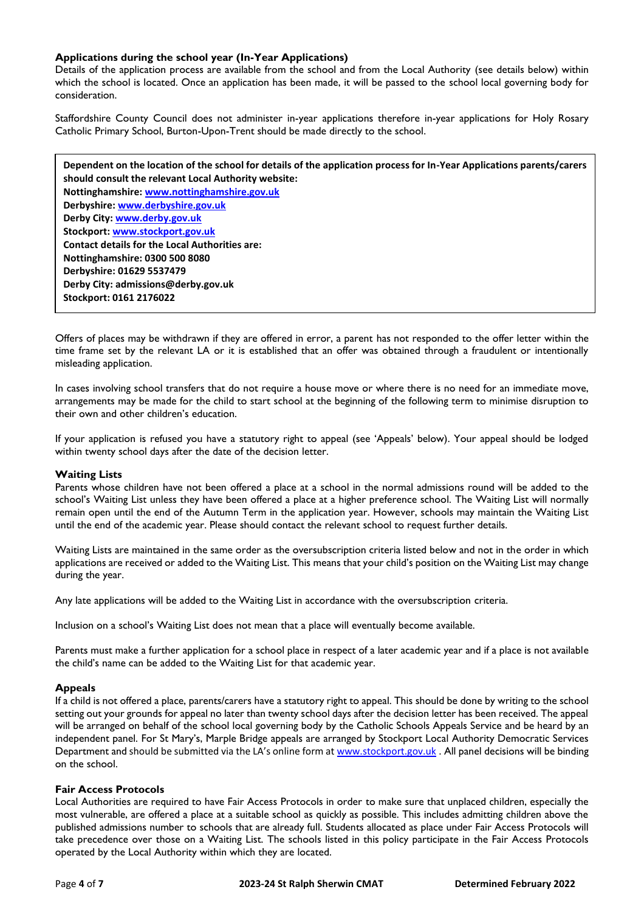### Applications during the school year (In-Year Applications)

Details of the application process are available from the school and from the Local Authority (see details below) within which the school is located. Once an application has been made, it will be passed to the school local governing body for consideration.

Staffordshire County Council does not administer in-year applications therefore in-year applications for Holy Rosary Catholic Primary School, Burton-Upon-Trent should be made directly to the school.

**Dependent on the location of the school for details of the application process for In-Year Applications parents/carers should consult the relevant Local Authority website:**
**Nottinghamshire: [www.nottinghamshire.gov.uk](www.nottinghamshire.gov.uk)**
**Derbyshire: [www.derbyshire.gov.uk](www.derbyshire.gov.uk)**
**Derby City: [www.derby.gov.uk](www.derby.gov.uk)**
**Stockport: [www.stockport.gov.uk](www.stockport.gov.uk)**
**Contact details for the Local Authorities are:**
**Nottinghamshire: 0300 500 8080**
**Derbyshire: 01629 5537479**
**Derby City: admissions@derby.gov.uk**
**Stockport: 0161 2176022**

Offers of places may be withdrawn if they are offered in error, a parent has not responded to the offer letter within the time frame set by the relevant LA or it is established that an offer was obtained through a fraudulent or intentionally misleading application.

In cases involving school transfers that do not require a house move or where there is no need for an immediate move, arrangements may be made for the child to start school at the beginning of the following term to minimise disruption to their own and other children's education.

If your application is refused you have a statutory right to appeal (see 'Appeals' below). Your appeal should be lodged within twenty school days after the date of the decision letter.

### Waiting Lists

Parents whose children have not been offered a place at a school in the normal admissions round will be added to the school's Waiting List unless they have been offered a place at a higher preference school. The Waiting List will normally remain open until the end of the Autumn Term in the application year. However, schools may maintain the Waiting List until the end of the academic year. Please should contact the relevant school to request further details.

Waiting Lists are maintained in the same order as the oversubscription criteria listed below and not in the order in which applications are received or added to the Waiting List. This means that your child's position on the Waiting List may change during the year.

Any late applications will be added to the Waiting List in accordance with the oversubscription criteria.

Inclusion on a school's Waiting List does not mean that a place will eventually become available.

Parents must make a further application for a school place in respect of a later academic year and if a place is not available the child's name can be added to the Waiting List for that academic year.

### Appeals

If a child is not offered a place, parents/carers have a statutory right to appeal. This should be done by writing to the school setting out your grounds for appeal no later than twenty school days after the decision letter has been received. The appeal will be arranged on behalf of the school local governing body by the Catholic Schools Appeals Service and be heard by an independent panel. For St Mary's, Marple Bridge appeals are arranged by Stockport Local Authority Democratic Services Department and should be submitted via the LA's online form at [www.stockport.gov.uk](www.stockport.gov.uk) . All panel decisions will be binding on the school.

### Fair Access Protocols

Local Authorities are required to have Fair Access Protocols in order to make sure that unplaced children, especially the most vulnerable, are offered a place at a suitable school as quickly as possible. This includes admitting children above the published admissions number to schools that are already full. Students allocated as place under Fair Access Protocols will take precedence over those on a Waiting List. The schools listed in this policy participate in the Fair Access Protocols operated by the Local Authority within which they are located.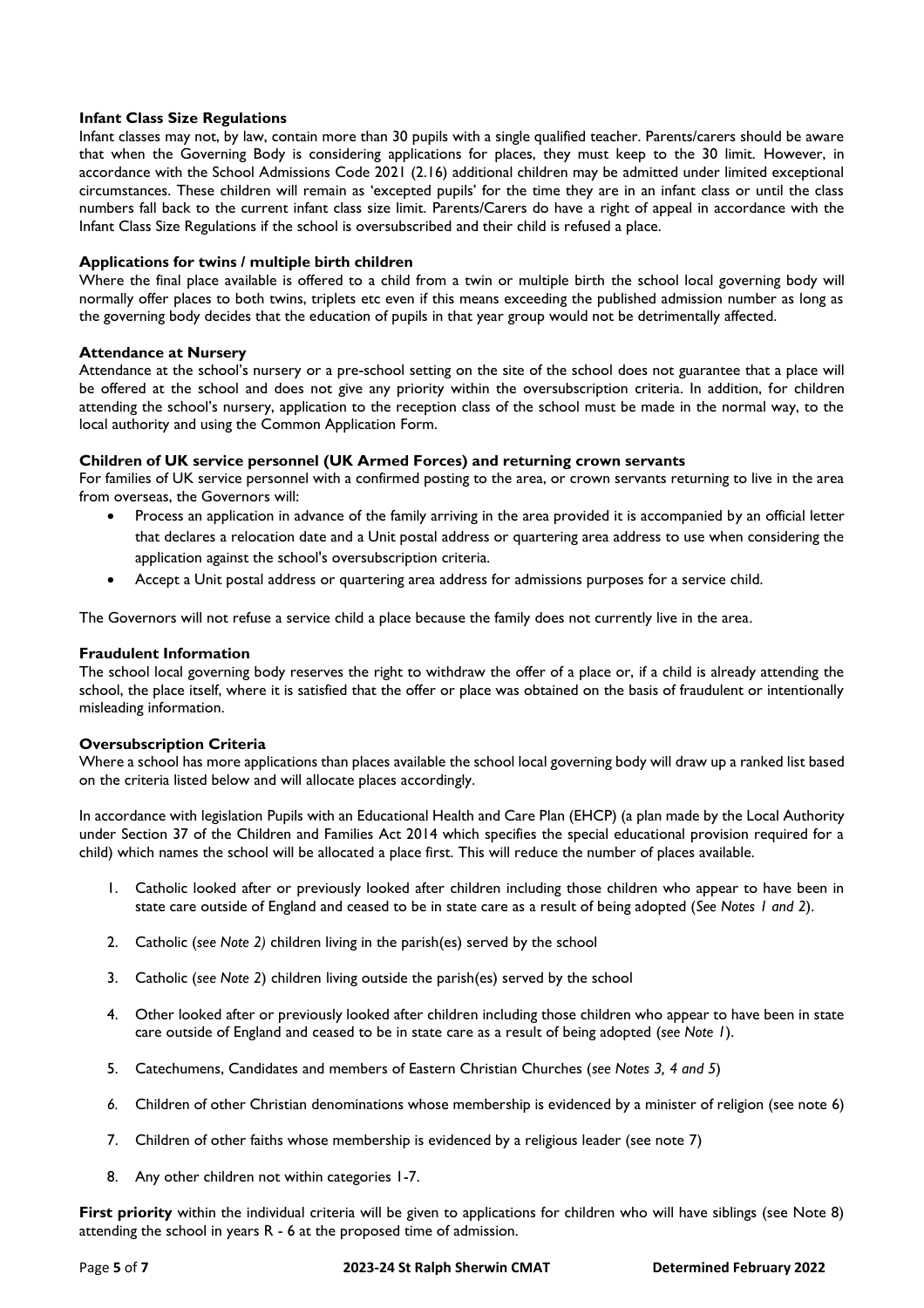### Infant Class Size Regulations

Infant classes may not, by law, contain more than 30 pupils with a single qualified teacher. Parents/carers should be aware that when the Governing Body is considering applications for places, they must keep to the 30 limit. However, in accordance with the School Admissions Code 2021 (2.16) additional children may be admitted under limited exceptional circumstances. These children will remain as 'excepted pupils' for the time they are in an infant class or until the class numbers fall back to the current infant class size limit. Parents/Carers do have a right of appeal in accordance with the Infant Class Size Regulations if the school is oversubscribed and their child is refused a place.

### Applications for twins / multiple birth children

Where the final place available is offered to a child from a twin or multiple birth the school local governing body will normally offer places to both twins, triplets etc even if this means exceeding the published admission number as long as the governing body decides that the education of pupils in that year group would not be detrimentally affected.

### Attendance at Nursery

Attendance at the school's nursery or a pre-school setting on the site of the school does not guarantee that a place will be offered at the school and does not give any priority within the oversubscription criteria. In addition, for children attending the school's nursery, application to the reception class of the school must be made in the normal way, to the local authority and using the Common Application Form.

### Children of UK service personnel (UK Armed Forces) and returning crown servants

For families of UK service personnel with a confirmed posting to the area, or crown servants returning to live in the area from overseas, the Governors will:

- Process an application in advance of the family arriving in the area provided it is accompanied by an official letter that declares a relocation date and a Unit postal address or quartering area address to use when considering the application against the school's oversubscription criteria.
- Accept a Unit postal address or quartering area address for admissions purposes for a service child.

The Governors will not refuse a service child a place because the family does not currently live in the area.

### Fraudulent Information

The school local governing body reserves the right to withdraw the offer of a place or, if a child is already attending the school, the place itself, where it is satisfied that the offer or place was obtained on the basis of fraudulent or intentionally misleading information.

### Oversubscription Criteria

Where a school has more applications than places available the school local governing body will draw up a ranked list based on the criteria listed below and will allocate places accordingly.

In accordance with legislation Pupils with an Educational Health and Care Plan (EHCP) (a plan made by the Local Authority under Section 37 of the Children and Families Act 2014 which specifies the special educational provision required for a child) which names the school will be allocated a place first. This will reduce the number of places available.

1. Catholic looked after or previously looked after children including those children who appear to have been in state care outside of England and ceased to be in state care as a result of being adopted (*See Notes 1 and 2*).
2. Catholic (*see Note 2)* children living in the parish(es) served by the school
3. Catholic (*see Note 2*) children living outside the parish(es) served by the school
4. Other looked after or previously looked after children including those children who appear to have been in state care outside of England and ceased to be in state care as a result of being adopted (*see Note 1*).
5. Catechumens, Candidates and members of Eastern Christian Churches (*see Notes 3, 4 and 5*)
6. Children of other Christian denominations whose membership is evidenced by a minister of religion (see note 6)
7. Children of other faiths whose membership is evidenced by a religious leader (see note 7)
8. Any other children not within categories 1-7.

**First priority** within the individual criteria will be given to applications for children who will have siblings (see Note 8) attending the school in years R - 6 at the proposed time of admission.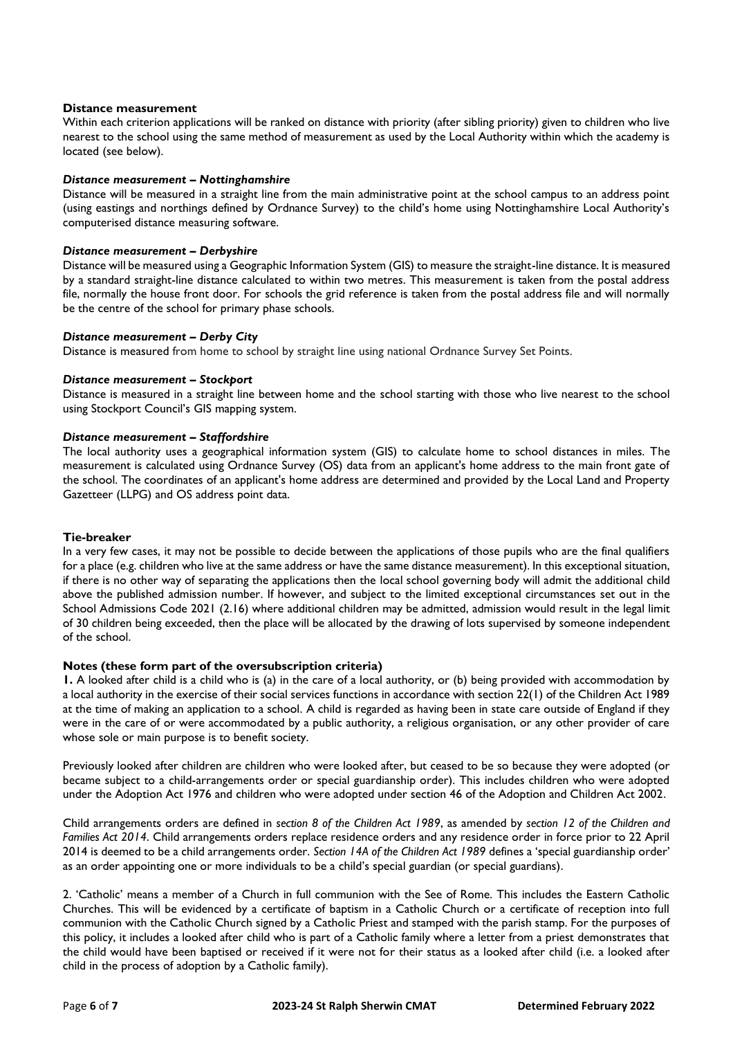### Distance measurement

Within each criterion applications will be ranked on distance with priority (after sibling priority) given to children who live nearest to the school using the same method of measurement as used by the Local Authority within which the academy is located (see below).

#### *Distance measurement – Nottinghamshire*

Distance will be measured in a straight line from the main administrative point at the school campus to an address point (using eastings and northings defined by Ordnance Survey) to the child's home using Nottinghamshire Local Authority's computerised distance measuring software.

#### *Distance measurement – Derbyshire*

Distance will be measured using a Geographic Information System (GIS) to measure the straight-line distance. It is measured by a standard straight-line distance calculated to within two metres. This measurement is taken from the postal address file, normally the house front door. For schools the grid reference is taken from the postal address file and will normally be the centre of the school for primary phase schools.

#### *Distance measurement – Derby City*

Distance is measured from home to school by straight line using national Ordnance Survey Set Points.

#### *Distance measurement – Stockport*

Distance is measured in a straight line between home and the school starting with those who live nearest to the school using Stockport Council's GIS mapping system.

#### *Distance measurement – Staffordshire*

The local authority uses a geographical information system (GIS) to calculate home to school distances in miles. The measurement is calculated using Ordnance Survey (OS) data from an applicant's home address to the main front gate of the school. The coordinates of an applicant's home address are determined and provided by the Local Land and Property Gazetteer (LLPG) and OS address point data.

### Tie-breaker

In a very few cases, it may not be possible to decide between the applications of those pupils who are the final qualifiers for a place (e.g. children who live at the same address or have the same distance measurement). In this exceptional situation, if there is no other way of separating the applications then the local school governing body will admit the additional child above the published admission number. If however, and subject to the limited exceptional circumstances set out in the School Admissions Code 2021 (2.16) where additional children may be admitted, admission would result in the legal limit of 30 children being exceeded, then the place will be allocated by the drawing of lots supervised by someone independent of the school.

### Notes (these form part of the oversubscription criteria)

**1.** A looked after child is a child who is (a) in the care of a local authority, or (b) being provided with accommodation by a local authority in the exercise of their social services functions in accordance with section 22(1) of the Children Act 1989 at the time of making an application to a school. A child is regarded as having been in state care outside of England if they were in the care of or were accommodated by a public authority, a religious organisation, or any other provider of care whose sole or main purpose is to benefit society.

Previously looked after children are children who were looked after, but ceased to be so because they were adopted (or became subject to a child-arrangements order or special guardianship order). This includes children who were adopted under the Adoption Act 1976 and children who were adopted under section 46 of the Adoption and Children Act 2002.

Child arrangements orders are defined in *section 8 of the Children Act 1989*, as amended by *section 12 of the Children and Families Act 2014*. Child arrangements orders replace residence orders and any residence order in force prior to 22 April 2014 is deemed to be a child arrangements order. *Section 14A of the Children Act 1989* defines a 'special guardianship order' as an order appointing one or more individuals to be a child's special guardian (or special guardians).

2. 'Catholic' means a member of a Church in full communion with the See of Rome. This includes the Eastern Catholic Churches. This will be evidenced by a certificate of baptism in a Catholic Church or a certificate of reception into full communion with the Catholic Church signed by a Catholic Priest and stamped with the parish stamp. For the purposes of this policy, it includes a looked after child who is part of a Catholic family where a letter from a priest demonstrates that the child would have been baptised or received if it were not for their status as a looked after child (i.e. a looked after child in the process of adoption by a Catholic family).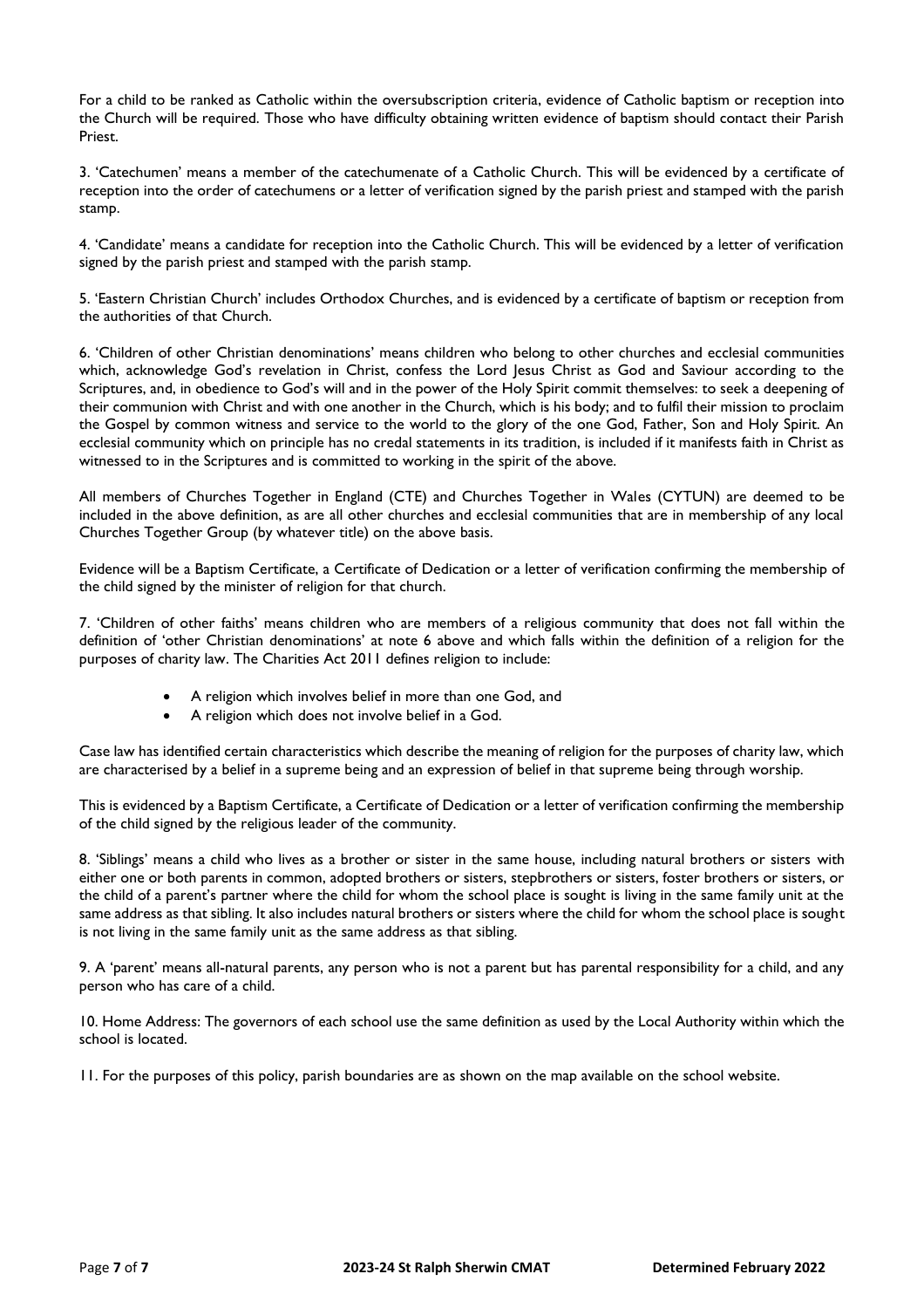For a child to be ranked as Catholic within the oversubscription criteria, evidence of Catholic baptism or reception into the Church will be required. Those who have difficulty obtaining written evidence of baptism should contact their Parish Priest.

3. 'Catechumen' means a member of the catechumenate of a Catholic Church. This will be evidenced by a certificate of reception into the order of catechumens or a letter of verification signed by the parish priest and stamped with the parish stamp.

4. 'Candidate' means a candidate for reception into the Catholic Church. This will be evidenced by a letter of verification signed by the parish priest and stamped with the parish stamp.

5. 'Eastern Christian Church' includes Orthodox Churches, and is evidenced by a certificate of baptism or reception from the authorities of that Church.

6. 'Children of other Christian denominations' means children who belong to other churches and ecclesial communities which, acknowledge God's revelation in Christ, confess the Lord Jesus Christ as God and Saviour according to the Scriptures, and, in obedience to God's will and in the power of the Holy Spirit commit themselves: to seek a deepening of their communion with Christ and with one another in the Church, which is his body; and to fulfil their mission to proclaim the Gospel by common witness and service to the world to the glory of the one God, Father, Son and Holy Spirit. An ecclesial community which on principle has no credal statements in its tradition, is included if it manifests faith in Christ as witnessed to in the Scriptures and is committed to working in the spirit of the above.

All members of Churches Together in England (CTE) and Churches Together in Wales (CYTUN) are deemed to be included in the above definition, as are all other churches and ecclesial communities that are in membership of any local Churches Together Group (by whatever title) on the above basis.

Evidence will be a Baptism Certificate, a Certificate of Dedication or a letter of verification confirming the membership of the child signed by the minister of religion for that church.

7. 'Children of other faiths' means children who are members of a religious community that does not fall within the definition of 'other Christian denominations' at note 6 above and which falls within the definition of a religion for the purposes of charity law. The Charities Act 2011 defines religion to include:

- A religion which involves belief in more than one God, and
- A religion which does not involve belief in a God.

Case law has identified certain characteristics which describe the meaning of religion for the purposes of charity law, which are characterised by a belief in a supreme being and an expression of belief in that supreme being through worship.

This is evidenced by a Baptism Certificate, a Certificate of Dedication or a letter of verification confirming the membership of the child signed by the religious leader of the community.

8. 'Siblings' means a child who lives as a brother or sister in the same house, including natural brothers or sisters with either one or both parents in common, adopted brothers or sisters, stepbrothers or sisters, foster brothers or sisters, or the child of a parent's partner where the child for whom the school place is sought is living in the same family unit at the same address as that sibling. It also includes natural brothers or sisters where the child for whom the school place is sought is not living in the same family unit as the same address as that sibling.

9. A 'parent' means all-natural parents, any person who is not a parent but has parental responsibility for a child, and any person who has care of a child.

10. Home Address: The governors of each school use the same definition as used by the Local Authority within which the school is located.

11. For the purposes of this policy, parish boundaries are as shown on the map available on the school website.